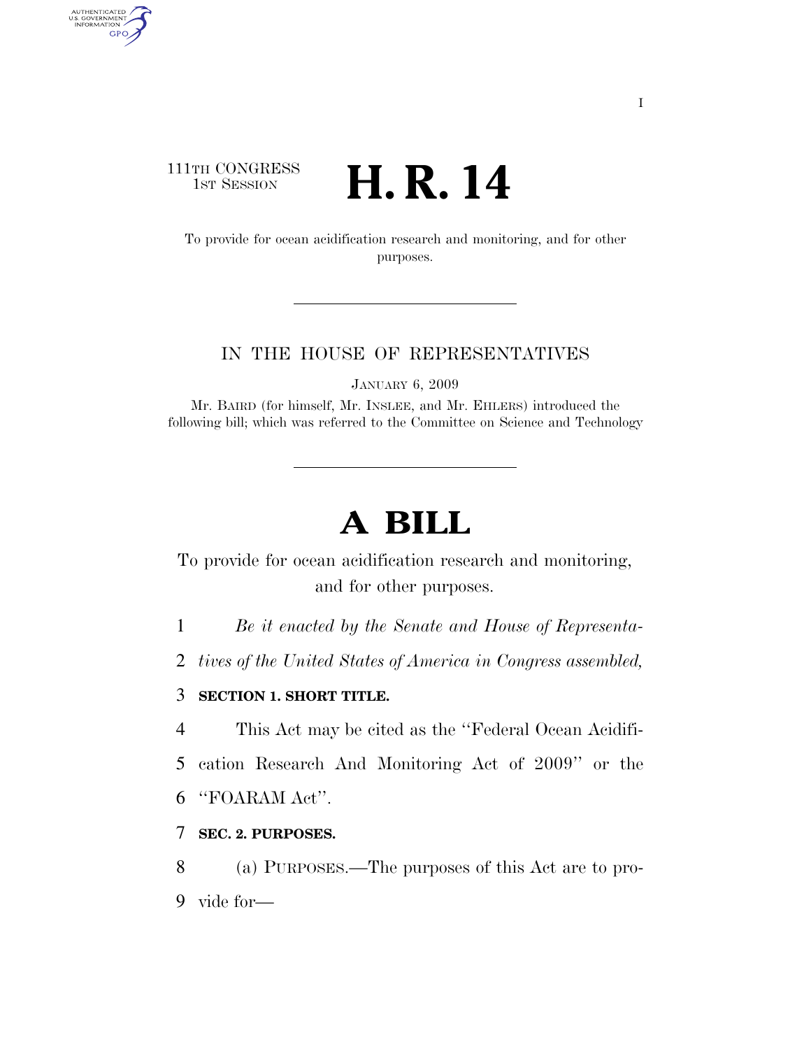111TH CONGRESS
1ST SESSION

# H. R. 14

To provide for ocean acidification research and monitoring, and for other purposes.

IN THE HOUSE OF REPRESENTATIVES

JANUARY 6, 2009

Mr. BAIRD (for himself, Mr. INSLEE, and Mr. EHLERS) introduced the following bill; which was referred to the Committee on Science and Technology

# A BILL

To provide for ocean acidification research and monitoring, and for other purposes.

1 *Be it enacted by the Senate and House of Representa-*
2 *tives of the United States of America in Congress assembled,*

3 **SECTION 1. SHORT TITLE.**

4 This Act may be cited as the ''Federal Ocean Acidifi-
5 cation Research And Monitoring Act of 2009'' or the
6 ''FOARAM Act''.

7 **SEC. 2. PURPOSES.**

8 (a) PURPOSES.—The purposes of this Act are to pro-
9 vide for—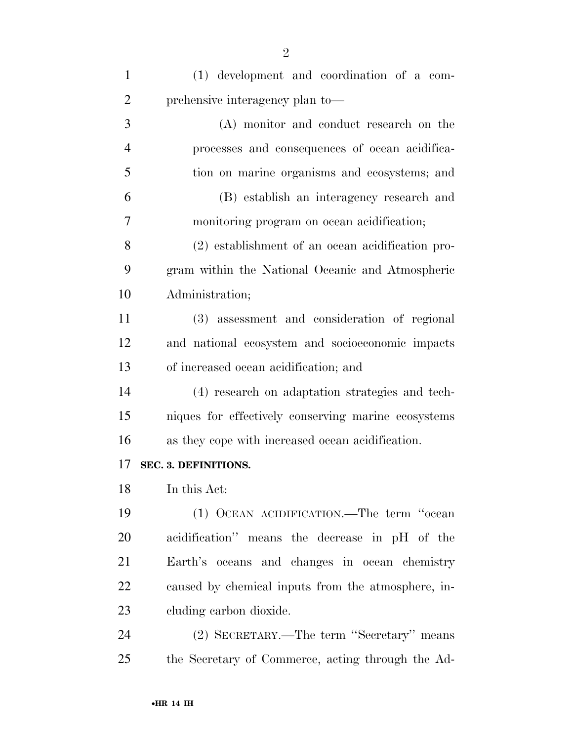(1) development and coordination of a comprehensive interagency plan to—

(A) monitor and conduct research on the processes and consequences of ocean acidification on marine organisms and ecosystems; and

(B) establish an interagency research and monitoring program on ocean acidification;

(2) establishment of an ocean acidification program within the National Oceanic and Atmospheric Administration;

(3) assessment and consideration of regional and national ecosystem and socioeconomic impacts of increased ocean acidification; and

(4) research on adaptation strategies and techniques for effectively conserving marine ecosystems as they cope with increased ocean acidification.

**SEC. 3. DEFINITIONS.**

In this Act:

(1) OCEAN ACIDIFICATION.—The term ''ocean acidification'' means the decrease in pH of the Earth's oceans and changes in ocean chemistry caused by chemical inputs from the atmosphere, including carbon dioxide.

(2) SECRETARY.—The term ''Secretary'' means the Secretary of Commerce, acting through the Ad-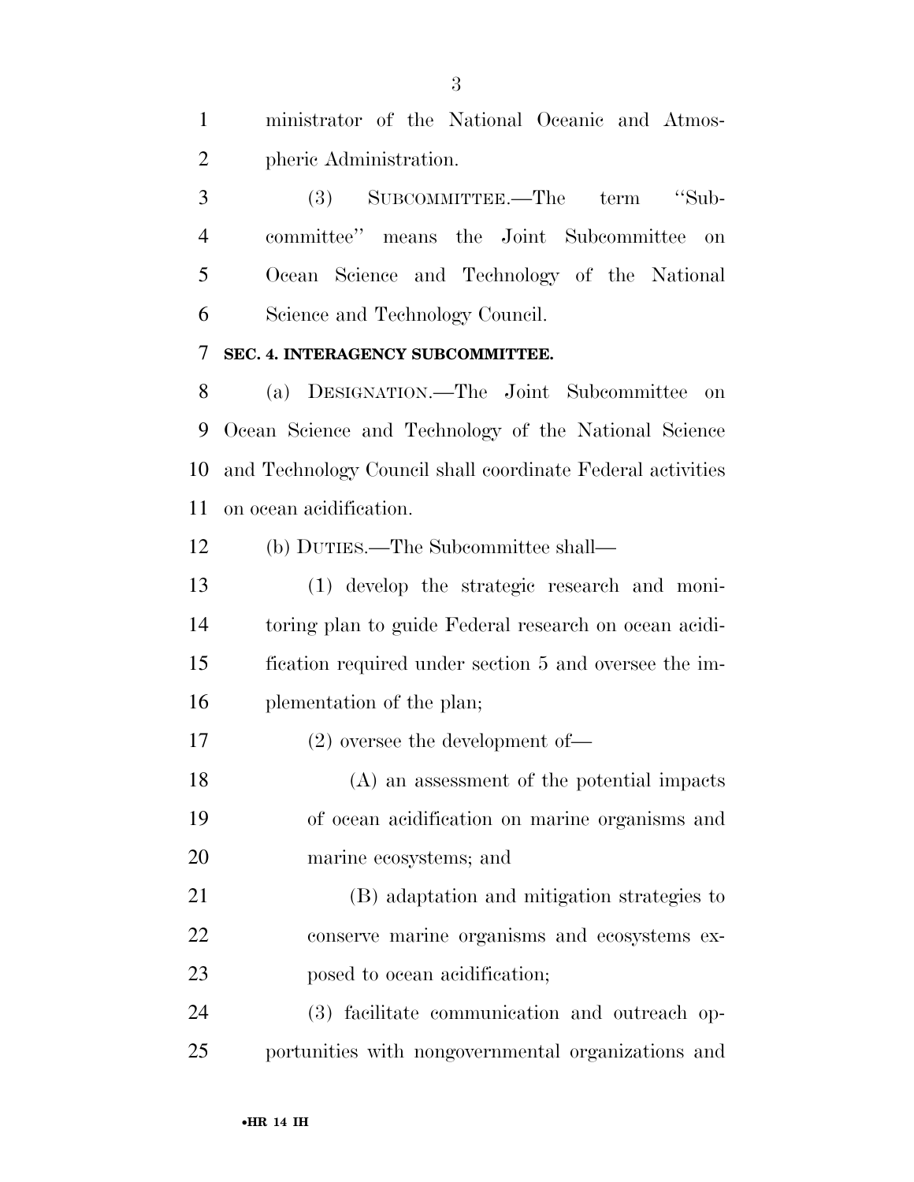ministrator of the National Oceanic and Atmospheric Administration.

(3) SUBCOMMITTEE.—The term "Subcommittee" means the Joint Subcommittee on Ocean Science and Technology of the National Science and Technology Council.

**SEC. 4. INTERAGENCY SUBCOMMITTEE.**

(a) DESIGNATION.—The Joint Subcommittee on Ocean Science and Technology of the National Science and Technology Council shall coordinate Federal activities on ocean acidification.

(b) DUTIES.—The Subcommittee shall—

(1) develop the strategic research and monitoring plan to guide Federal research on ocean acidification required under section 5 and oversee the implementation of the plan;

(2) oversee the development of—

(A) an assessment of the potential impacts of ocean acidification on marine organisms and marine ecosystems; and

(B) adaptation and mitigation strategies to conserve marine organisms and ecosystems exposed to ocean acidification;

(3) facilitate communication and outreach opportunities with nongovernmental organizations and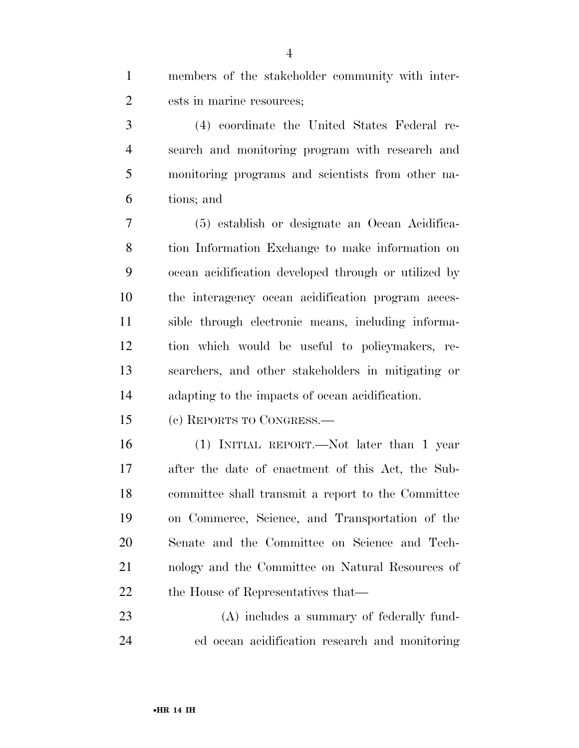members of the stakeholder community with interests in marine resources;

(4) coordinate the United States Federal research and monitoring program with research and monitoring programs and scientists from other nations; and

(5) establish or designate an Ocean Acidification Information Exchange to make information on ocean acidification developed through or utilized by the interagency ocean acidification program accessible through electronic means, including information which would be useful to policymakers, researchers, and other stakeholders in mitigating or adapting to the impacts of ocean acidification.

(c) REPORTS TO CONGRESS.—

(1) INITIAL REPORT.—Not later than 1 year after the date of enactment of this Act, the Subcommittee shall transmit a report to the Committee on Commerce, Science, and Transportation of the Senate and the Committee on Science and Technology and the Committee on Natural Resources of the House of Representatives that—

(A) includes a summary of federally funded ocean acidification research and monitoring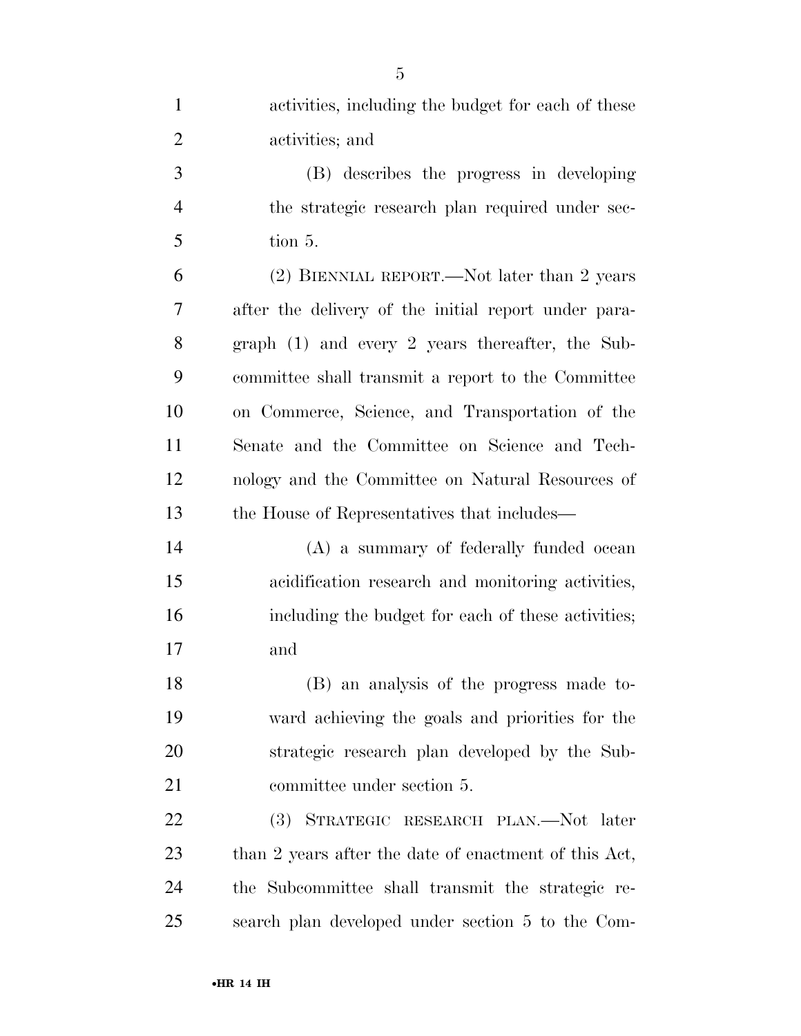activities, including the budget for each of these activities; and

(B) describes the progress in developing the strategic research plan required under section 5.

(2) BIENNIAL REPORT.—Not later than 2 years after the delivery of the initial report under paragraph (1) and every 2 years thereafter, the Subcommittee shall transmit a report to the Committee on Commerce, Science, and Transportation of the Senate and the Committee on Science and Technology and the Committee on Natural Resources of the House of Representatives that includes—

(A) a summary of federally funded ocean acidification research and monitoring activities, including the budget for each of these activities; and

(B) an analysis of the progress made toward achieving the goals and priorities for the strategic research plan developed by the Subcommittee under section 5.

(3) STRATEGIC RESEARCH PLAN.—Not later than 2 years after the date of enactment of this Act, the Subcommittee shall transmit the strategic research plan developed under section 5 to the Com-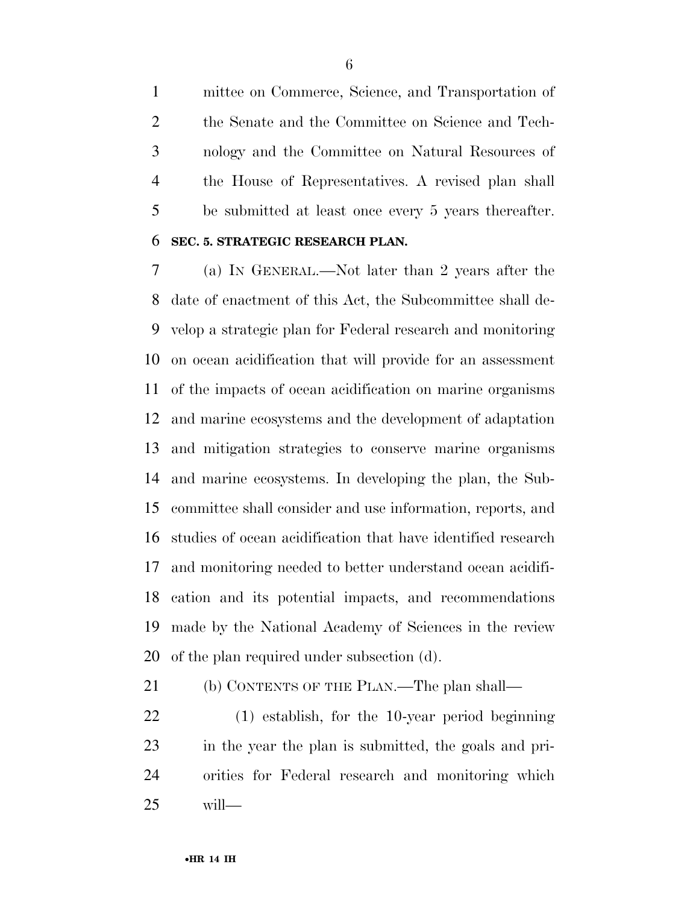mittee on Commerce, Science, and Transportation of the Senate and the Committee on Science and Technology and the Committee on Natural Resources of the House of Representatives. A revised plan shall be submitted at least once every 5 years thereafter.

**SEC. 5. STRATEGIC RESEARCH PLAN.**

(a) IN GENERAL.—Not later than 2 years after the date of enactment of this Act, the Subcommittee shall develop a strategic plan for Federal research and monitoring on ocean acidification that will provide for an assessment of the impacts of ocean acidification on marine organisms and marine ecosystems and the development of adaptation and mitigation strategies to conserve marine organisms and marine ecosystems. In developing the plan, the Subcommittee shall consider and use information, reports, and studies of ocean acidification that have identified research and monitoring needed to better understand ocean acidification and its potential impacts, and recommendations made by the National Academy of Sciences in the review of the plan required under subsection (d).

(b) CONTENTS OF THE PLAN.—The plan shall—

(1) establish, for the 10-year period beginning in the year the plan is submitted, the goals and priorities for Federal research and monitoring which will—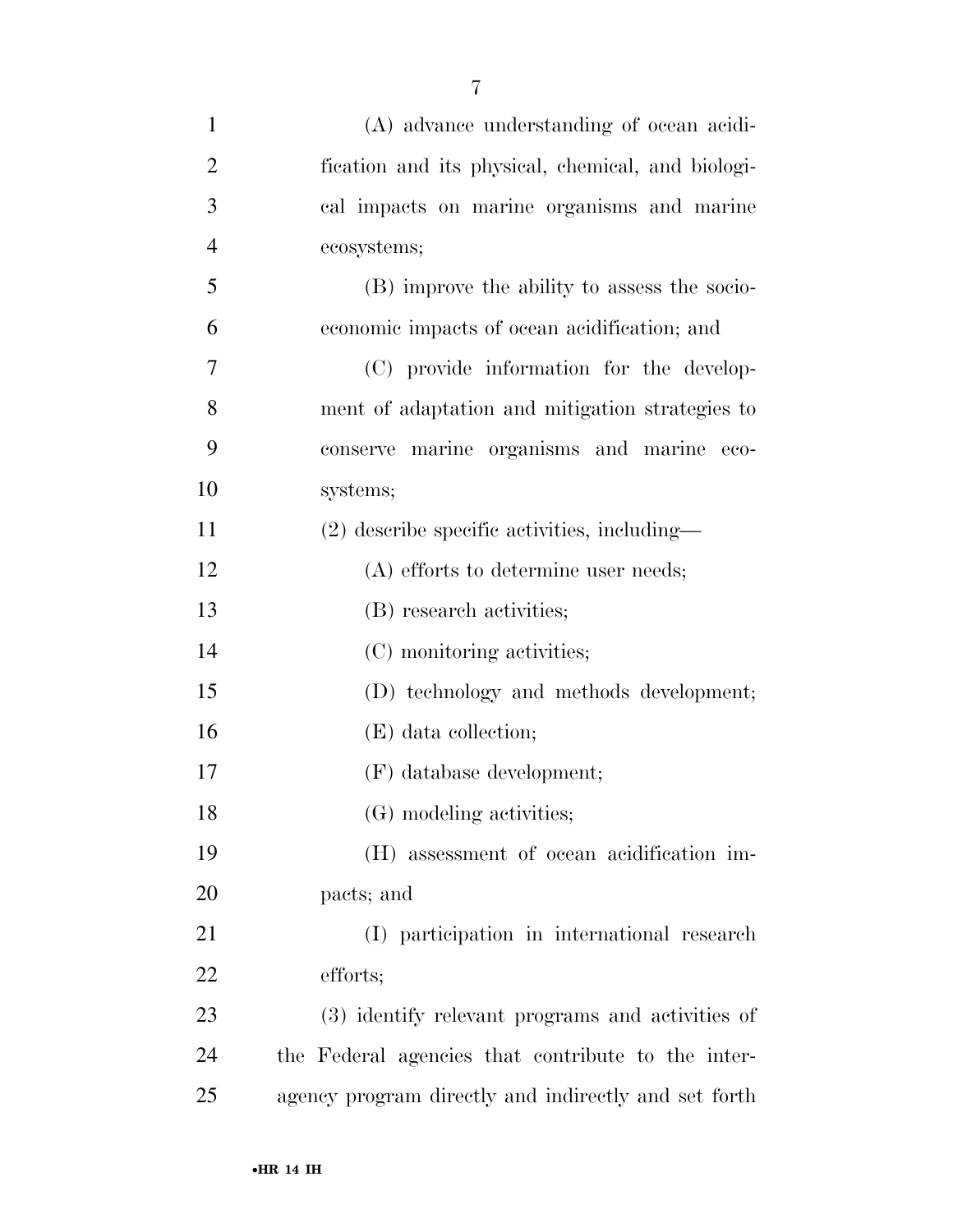(A) advance understanding of ocean acidification and its physical, chemical, and biological impacts on marine organisms and marine ecosystems;

(B) improve the ability to assess the socioeconomic impacts of ocean acidification; and

(C) provide information for the development of adaptation and mitigation strategies to conserve marine organisms and marine ecosystems;

(2) describe specific activities, including—

(A) efforts to determine user needs;

(B) research activities;

(C) monitoring activities;

(D) technology and methods development;

(E) data collection;

(F) database development;

(G) modeling activities;

(H) assessment of ocean acidification impacts; and

(I) participation in international research efforts;

(3) identify relevant programs and activities of the Federal agencies that contribute to the interagency program directly and indirectly and set forth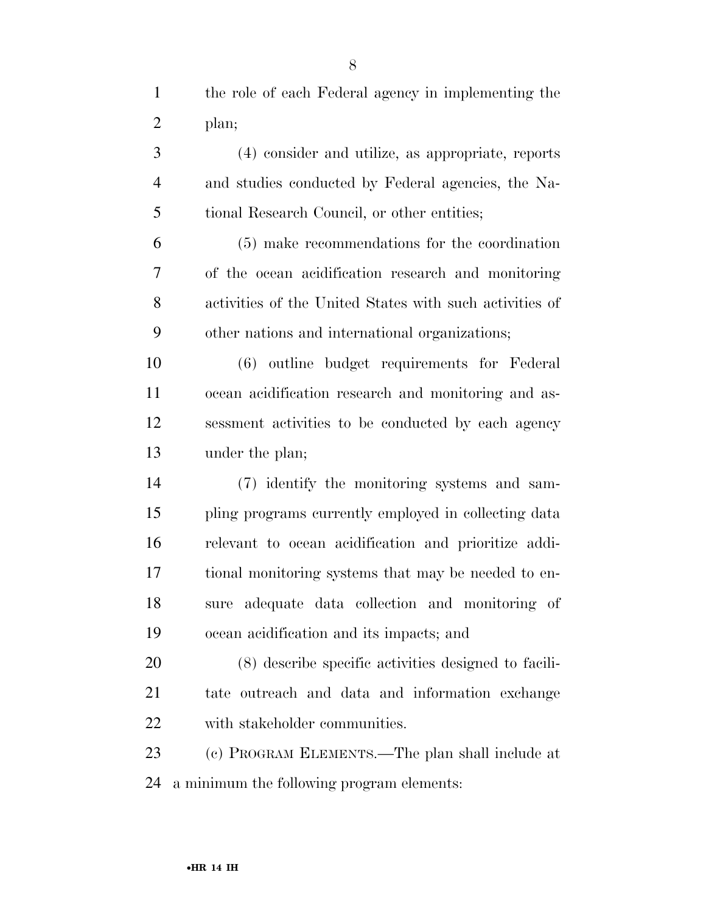the role of each Federal agency in implementing the plan;

(4) consider and utilize, as appropriate, reports and studies conducted by Federal agencies, the National Research Council, or other entities;

(5) make recommendations for the coordination of the ocean acidification research and monitoring activities of the United States with such activities of other nations and international organizations;

(6) outline budget requirements for Federal ocean acidification research and monitoring and assessment activities to be conducted by each agency under the plan;

(7) identify the monitoring systems and sampling programs currently employed in collecting data relevant to ocean acidification and prioritize additional monitoring systems that may be needed to ensure adequate data collection and monitoring of ocean acidification and its impacts; and

(8) describe specific activities designed to facilitate outreach and data and information exchange with stakeholder communities.

(c) PROGRAM ELEMENTS.—The plan shall include at a minimum the following program elements: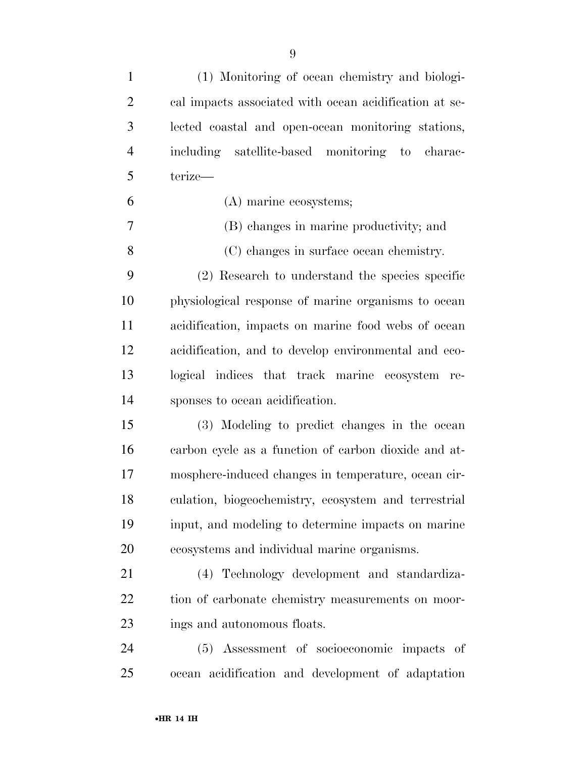(1) Monitoring of ocean chemistry and biological impacts associated with ocean acidification at selected coastal and open-ocean monitoring stations, including satellite-based monitoring to characterize—

(A) marine ecosystems;

(B) changes in marine productivity; and

(C) changes in surface ocean chemistry.

(2) Research to understand the species specific physiological response of marine organisms to ocean acidification, impacts on marine food webs of ocean acidification, and to develop environmental and ecological indices that track marine ecosystem responses to ocean acidification.

(3) Modeling to predict changes in the ocean carbon cycle as a function of carbon dioxide and atmosphere-induced changes in temperature, ocean circulation, biogeochemistry, ecosystem and terrestrial input, and modeling to determine impacts on marine ecosystems and individual marine organisms.

(4) Technology development and standardization of carbonate chemistry measurements on moorings and autonomous floats.

(5) Assessment of socioeconomic impacts of ocean acidification and development of adaptation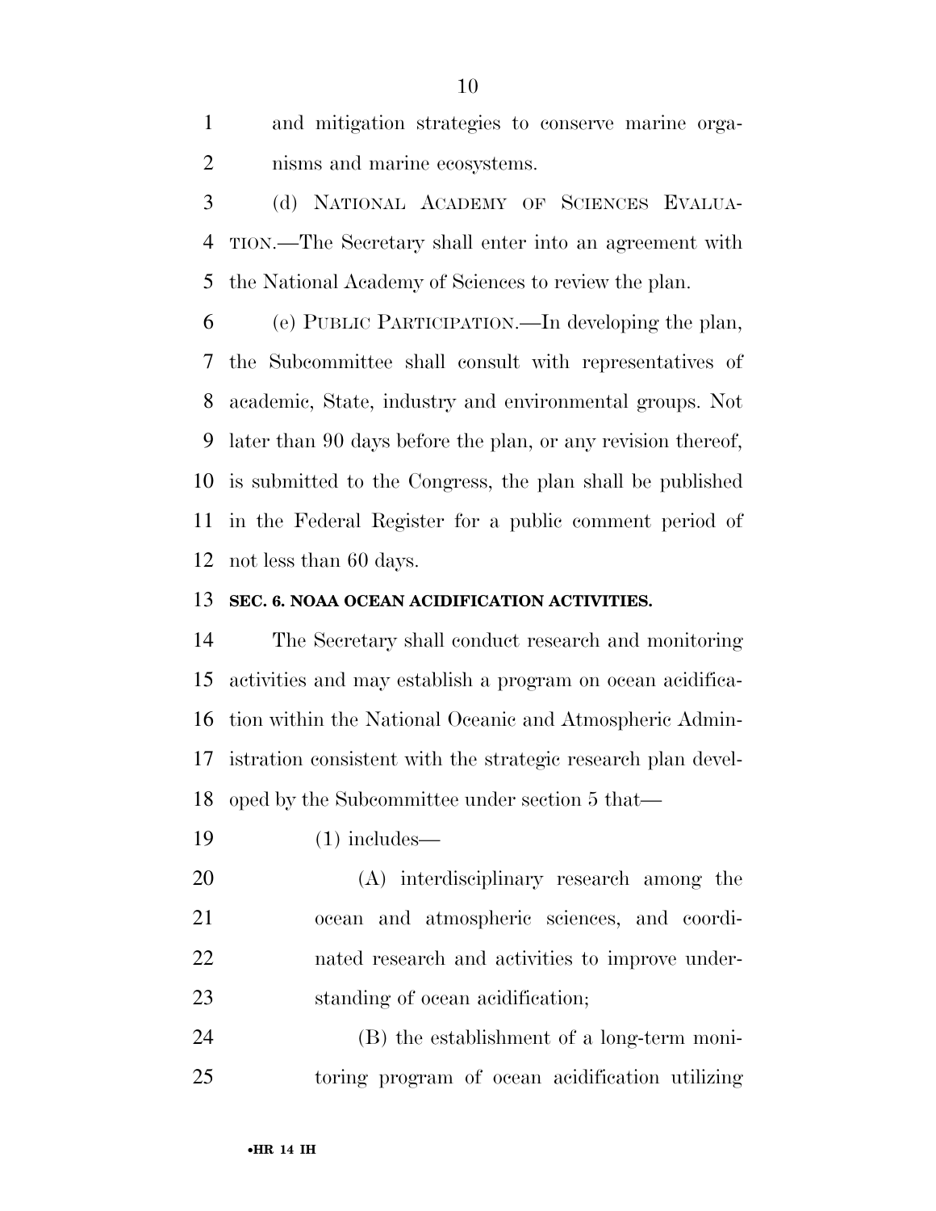and mitigation strategies to conserve marine organisms and marine ecosystems.

(d) NATIONAL ACADEMY OF SCIENCES EVALUATION.—The Secretary shall enter into an agreement with the National Academy of Sciences to review the plan.

(e) PUBLIC PARTICIPATION.—In developing the plan, the Subcommittee shall consult with representatives of academic, State, industry and environmental groups. Not later than 90 days before the plan, or any revision thereof, is submitted to the Congress, the plan shall be published in the Federal Register for a public comment period of not less than 60 days.

**SEC. 6. NOAA OCEAN ACIDIFICATION ACTIVITIES.**

The Secretary shall conduct research and monitoring activities and may establish a program on ocean acidification within the National Oceanic and Atmospheric Administration consistent with the strategic research plan developed by the Subcommittee under section 5 that—

(1) includes—

(A) interdisciplinary research among the ocean and atmospheric sciences, and coordinated research and activities to improve understanding of ocean acidification;

(B) the establishment of a long-term monitoring program of ocean acidification utilizing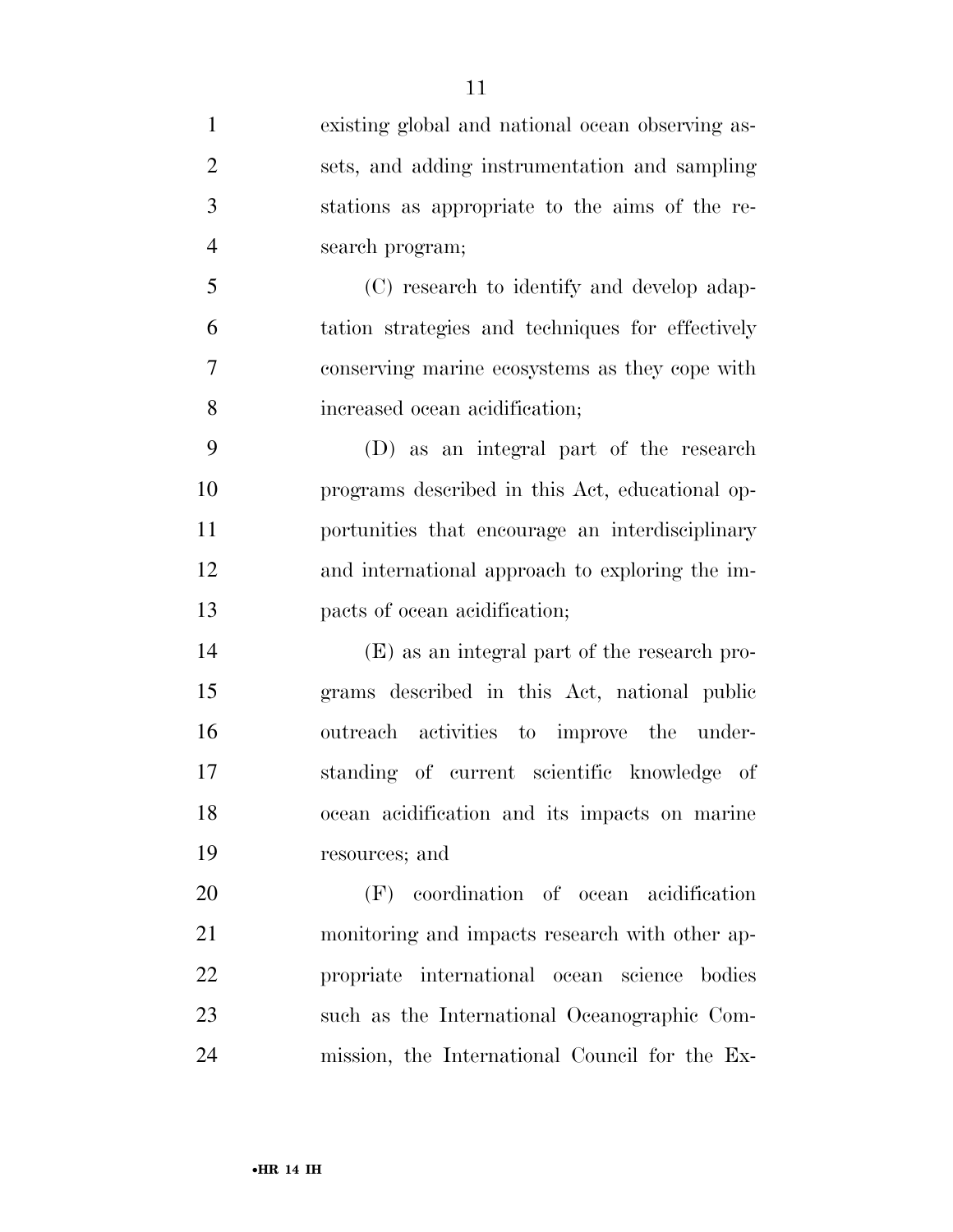existing global and national ocean observing assets, and adding instrumentation and sampling stations as appropriate to the aims of the research program;

(C) research to identify and develop adaptation strategies and techniques for effectively conserving marine ecosystems as they cope with increased ocean acidification;

(D) as an integral part of the research programs described in this Act, educational opportunities that encourage an interdisciplinary and international approach to exploring the impacts of ocean acidification;

(E) as an integral part of the research programs described in this Act, national public outreach activities to improve the understanding of current scientific knowledge of ocean acidification and its impacts on marine resources; and

(F) coordination of ocean acidification monitoring and impacts research with other appropriate international ocean science bodies such as the International Oceanographic Commission, the International Council for the Ex-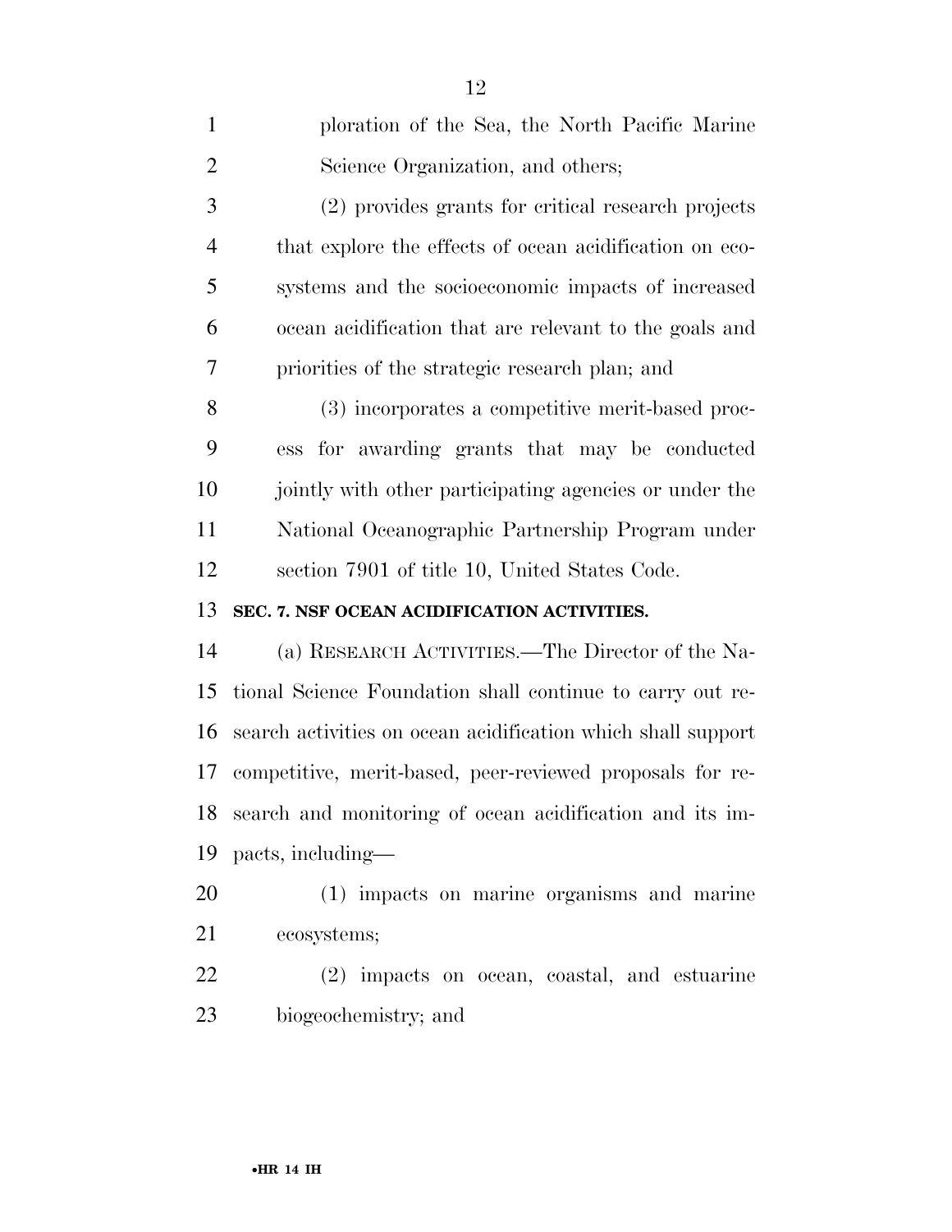ploration of the Sea, the North Pacific Marine Science Organization, and others;

(2) provides grants for critical research projects that explore the effects of ocean acidification on ecosystems and the socioeconomic impacts of increased ocean acidification that are relevant to the goals and priorities of the strategic research plan; and

(3) incorporates a competitive merit-based process for awarding grants that may be conducted jointly with other participating agencies or under the National Oceanographic Partnership Program under section 7901 of title 10, United States Code.

**SEC. 7. NSF OCEAN ACIDIFICATION ACTIVITIES.**

(a) RESEARCH ACTIVITIES.—The Director of the National Science Foundation shall continue to carry out research activities on ocean acidification which shall support competitive, merit-based, peer-reviewed proposals for research and monitoring of ocean acidification and its impacts, including—

(1) impacts on marine organisms and marine ecosystems;

(2) impacts on ocean, coastal, and estuarine biogeochemistry; and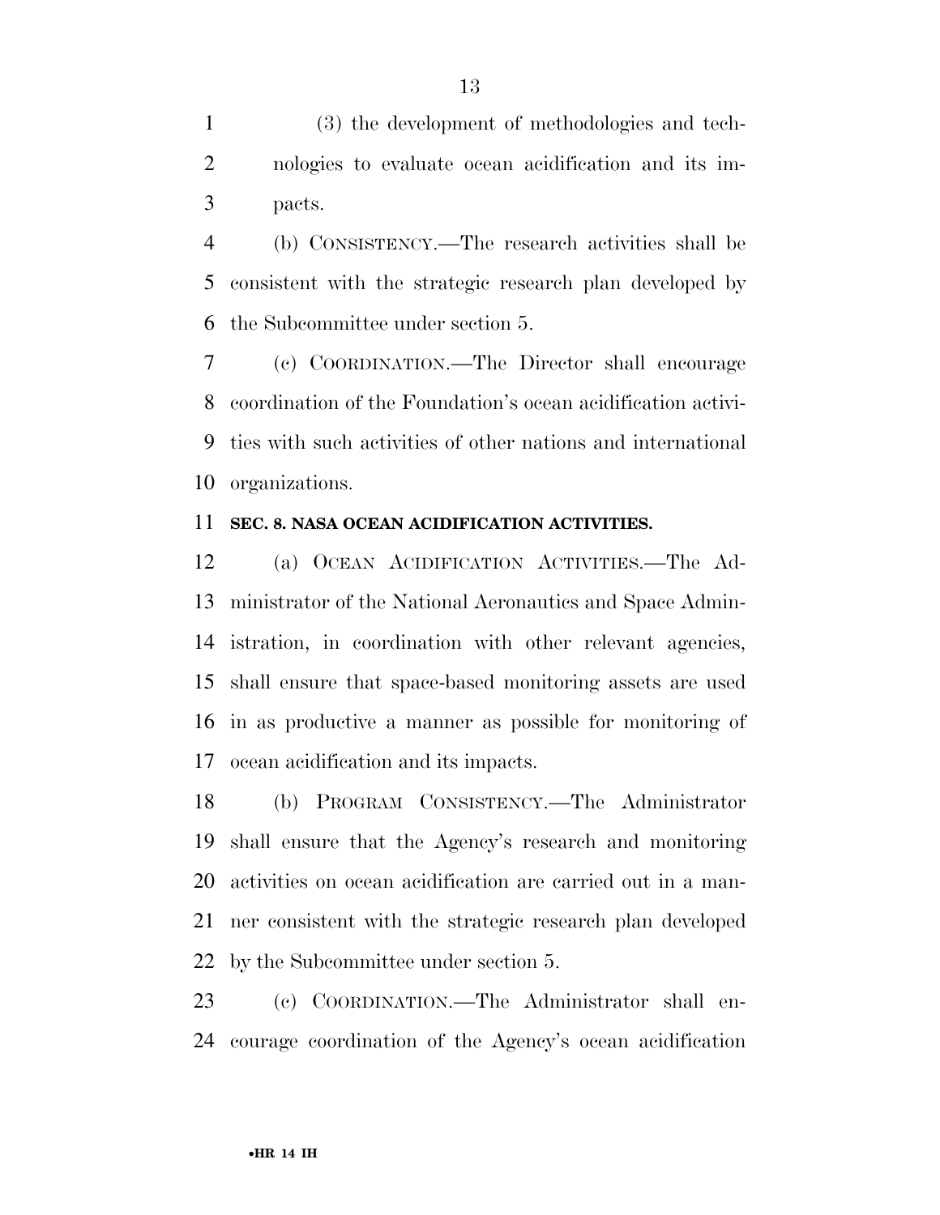(3) the development of methodologies and technologies to evaluate ocean acidification and its impacts.

(b) CONSISTENCY.—The research activities shall be consistent with the strategic research plan developed by the Subcommittee under section 5.

(c) COORDINATION.—The Director shall encourage coordination of the Foundation's ocean acidification activities with such activities of other nations and international organizations.

**SEC. 8. NASA OCEAN ACIDIFICATION ACTIVITIES.**

(a) OCEAN ACIDIFICATION ACTIVITIES.—The Administrator of the National Aeronautics and Space Administration, in coordination with other relevant agencies, shall ensure that space-based monitoring assets are used in as productive a manner as possible for monitoring of ocean acidification and its impacts.

(b) PROGRAM CONSISTENCY.—The Administrator shall ensure that the Agency's research and monitoring activities on ocean acidification are carried out in a manner consistent with the strategic research plan developed by the Subcommittee under section 5.

(c) COORDINATION.—The Administrator shall encourage coordination of the Agency's ocean acidification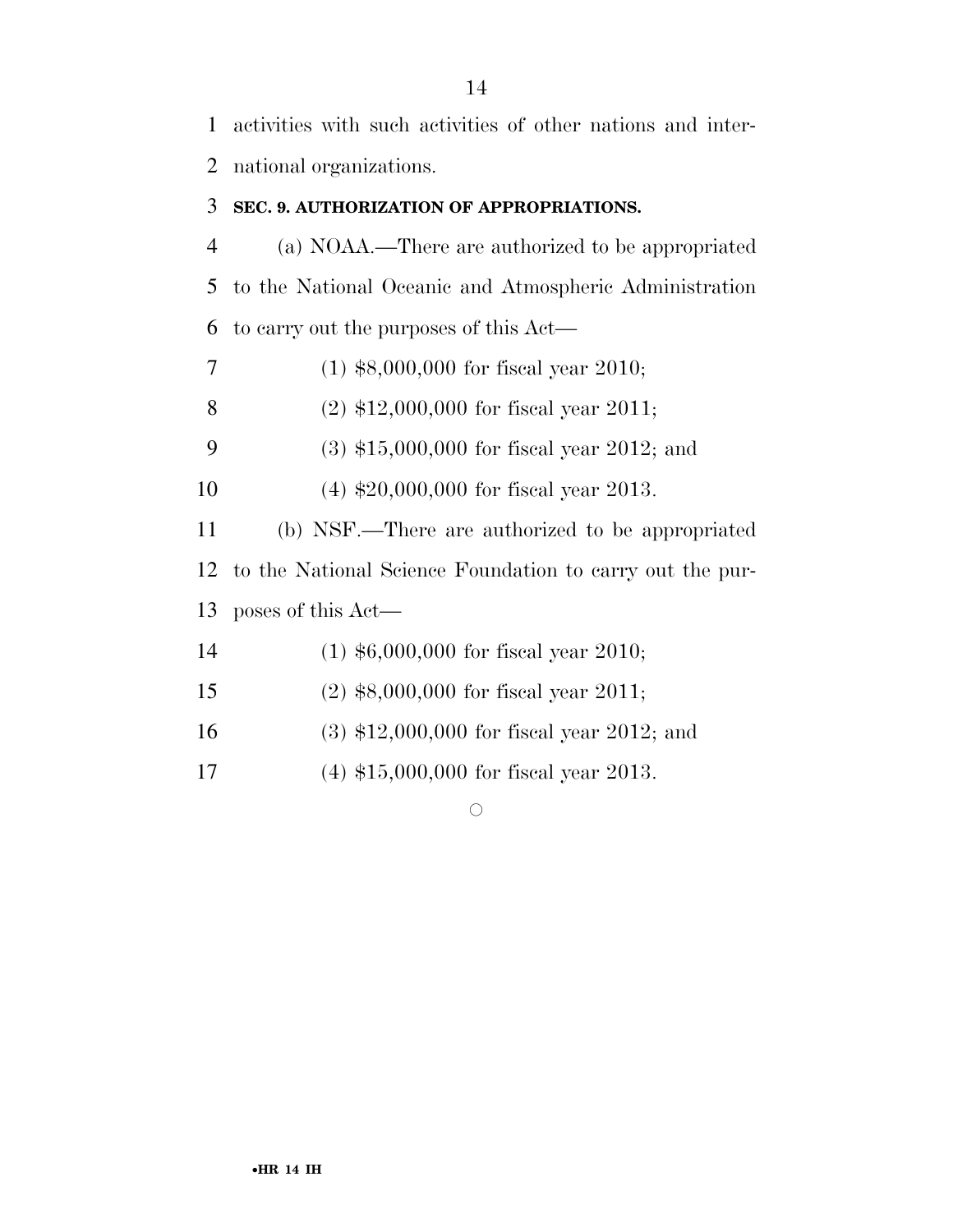activities with such activities of other nations and international organizations.

**SEC. 9. AUTHORIZATION OF APPROPRIATIONS.**

(a) NOAA.—There are authorized to be appropriated to the National Oceanic and Atmospheric Administration to carry out the purposes of this Act—

(1) $8,000,000 for fiscal year 2010;

(2) $12,000,000 for fiscal year 2011;

(3) $15,000,000 for fiscal year 2012; and

(4) $20,000,000 for fiscal year 2013.

(b) NSF.—There are authorized to be appropriated to the National Science Foundation to carry out the purposes of this Act—

(1) $6,000,000 for fiscal year 2010;

(2) $8,000,000 for fiscal year 2011;

(3) $12,000,000 for fiscal year 2012; and

(4) $15,000,000 for fiscal year 2013.

○